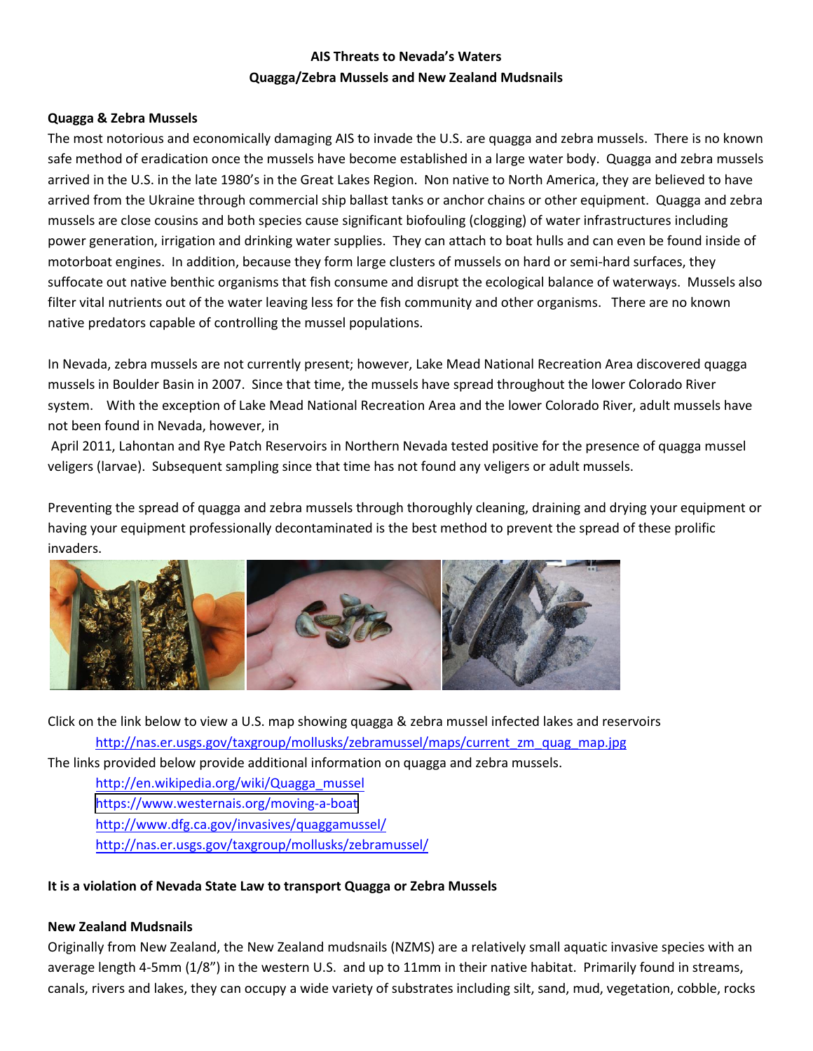**AIS Threats to Nevada's Waters**

**Quagga/Zebra Mussels and New Zealand Mudsnails**

**Quagga & Zebra Mussels**

The most notorious and economically damaging AIS to invade the U.S. are quagga and zebra mussels. There is no known safe method of eradication once the mussels have become established in a large water body. Quagga and zebra mussels arrived in the U.S. in the late 1980's in the Great Lakes Region. Non native to North America, they are believed to have arrived from the Ukraine through commercial ship ballast tanks or anchor chains or other equipment. Quagga and zebra mussels are close cousins and both species cause significant biofouling (clogging) of water infrastructures including power generation, irrigation and drinking water supplies. They can attach to boat hulls and can even be found inside of motorboat engines. In addition, because they form large clusters of mussels on hard or semi-hard surfaces, they suffocate out native benthic organisms that fish consume and disrupt the ecological balance of waterways. Mussels also filter vital nutrients out of the water leaving less for the fish community and other organisms. There are no known native predators capable of controlling the mussel populations.

In Nevada, zebra mussels are not currently present; however, Lake Mead National Recreation Area discovered quagga mussels in Boulder Basin in 2007. Since that time, the mussels have spread throughout the lower Colorado River system. With the exception of Lake Mead National Recreation Area and the lower Colorado River, adult mussels have not been found in Nevada, however, in April 2011, Lahontan and Rye Patch Reservoirs in Northern Nevada tested positive for the presence of quagga mussel veligers (larvae). Subsequent sampling since that time has not found any veligers or adult mussels.

Preventing the spread of quagga and zebra mussels through thoroughly cleaning, draining and drying your equipment or having your equipment professionally decontaminated is the best method to prevent the spread of these prolific invaders.

Click on the link below to view a U.S. map showing quagga & zebra mussel infected lakes and reservoirs

http://nas.er.usgs.gov/taxgroup/mollusks/zebramussel/maps/current_zm_quag_map.jpg

The links provided below provide additional information on quagga and zebra mussels.

http://en.wikipedia.org/wiki/Quagga_mussel

https://www.westernais.org/moving-a-boat

http://www.dfg.ca.gov/invasives/quaggamussel/

http://nas.er.usgs.gov/taxgroup/mollusks/zebramussel/

**It is a violation of Nevada State Law to transport Quagga or Zebra Mussels**

**New Zealand Mudsnails**

Originally from New Zealand, the New Zealand mudsnails (NZMS) are a relatively small aquatic invasive species with an average length 4-5mm (1/8") in the western U.S. and up to 11mm in their native habitat. Primarily found in streams, canals, rivers and lakes, they can occupy a wide variety of substrates including silt, sand, mud, vegetation, cobble, rocks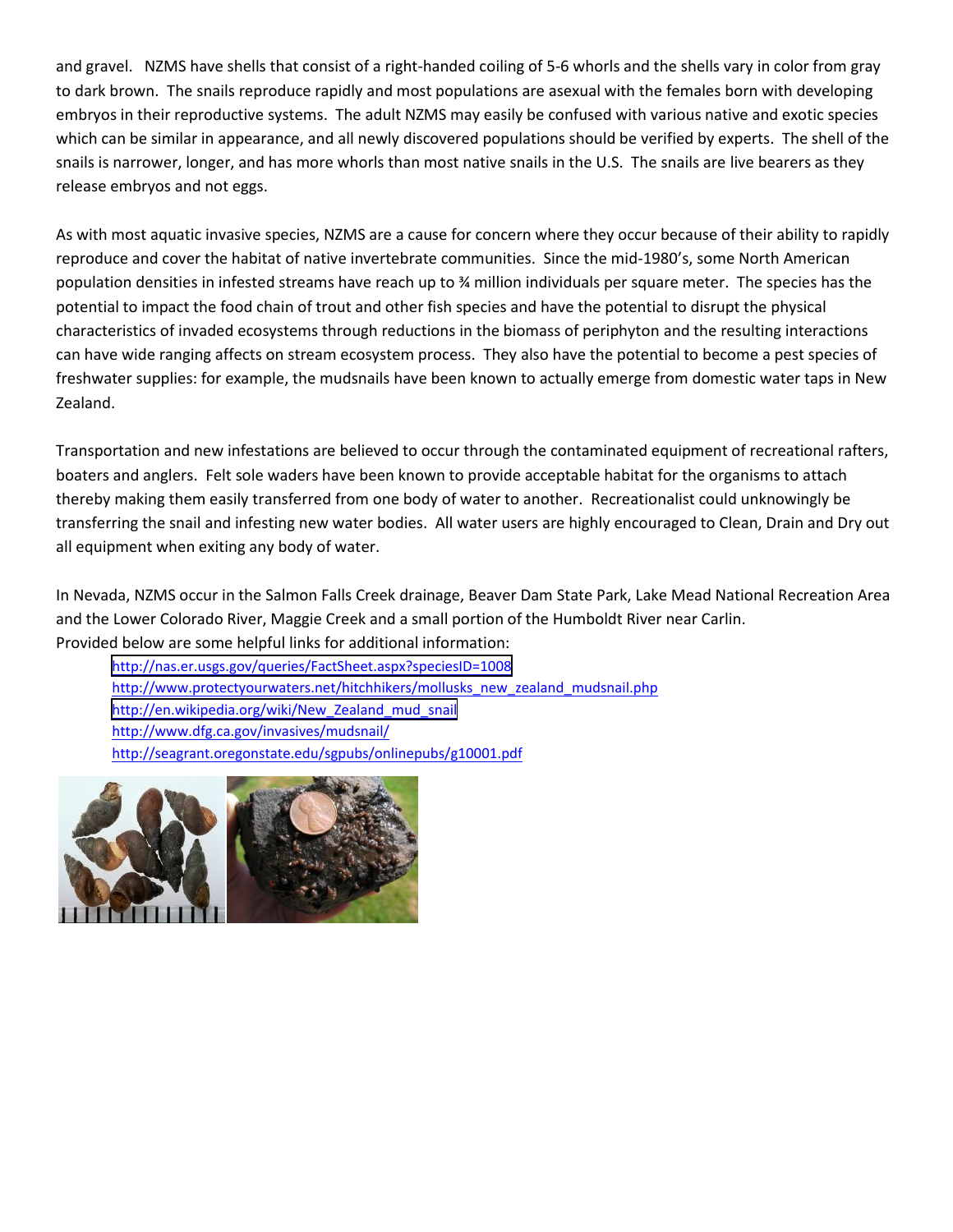and gravel. NZMS have shells that consist of a right-handed coiling of 5-6 whorls and the shells vary in color from gray to dark brown. The snails reproduce rapidly and most populations are asexual with the females born with developing embryos in their reproductive systems. The adult NZMS may easily be confused with various native and exotic species which can be similar in appearance, and all newly discovered populations should be verified by experts. The shell of the snails is narrower, longer, and has more whorls than most native snails in the U.S. The snails are live bearers as they release embryos and not eggs.

As with most aquatic invasive species, NZMS are a cause for concern where they occur because of their ability to rapidly reproduce and cover the habitat of native invertebrate communities. Since the mid-1980's, some North American population densities in infested streams have reach up to ¾ million individuals per square meter. The species has the potential to impact the food chain of trout and other fish species and have the potential to disrupt the physical characteristics of invaded ecosystems through reductions in the biomass of periphyton and the resulting interactions can have wide ranging affects on stream ecosystem process. They also have the potential to become a pest species of freshwater supplies: for example, the mudsnails have been known to actually emerge from domestic water taps in New Zealand.

Transportation and new infestations are believed to occur through the contaminated equipment of recreational rafters, boaters and anglers. Felt sole waders have been known to provide acceptable habitat for the organisms to attach thereby making them easily transferred from one body of water to another. Recreationalist could unknowingly be transferring the snail and infesting new water bodies. All water users are highly encouraged to Clean, Drain and Dry out all equipment when exiting any body of water.

In Nevada, NZMS occur in the Salmon Falls Creek drainage, Beaver Dam State Park, Lake Mead National Recreation Area and the Lower Colorado River, Maggie Creek and a small portion of the Humboldt River near Carlin.
Provided below are some helpful links for additional information:

- http://nas.er.usgs.gov/queries/FactSheet.aspx?speciesID=1008
- http://www.protectyourwaters.net/hitchhikers/mollusks_new_zealand_mudsnail.php
- http://en.wikipedia.org/wiki/New_Zealand_mud_snail
- http://www.dfg.ca.gov/invasives/mudsnail/
- http://seagrant.oregonstate.edu/sgpubs/onlinepubs/g10001.pdf